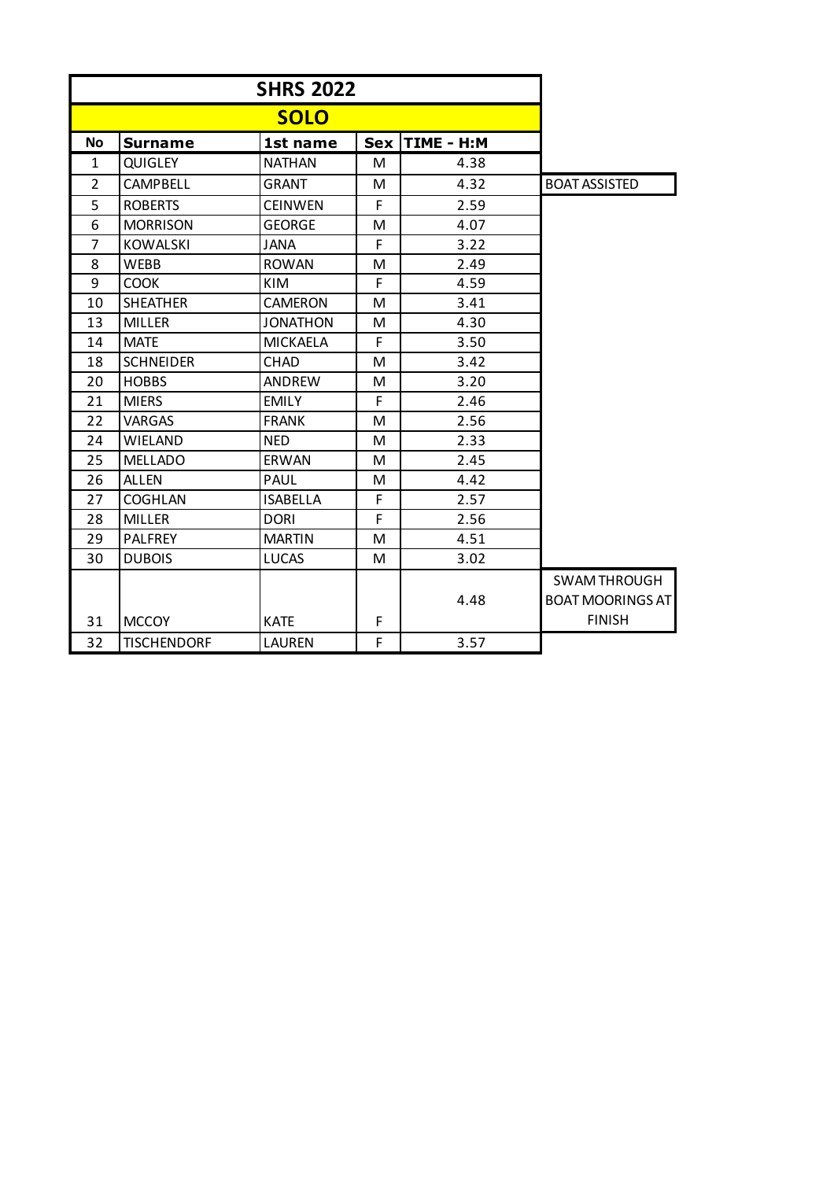| SHRS 2022 | | | | | |
|---|---|---|---|---|---|
| **SOLO** | | | | | |
| **No** | **Surname** | **1st name** | **Sex** | **TIME - H:M** | |
| 1 | QUIGLEY | NATHAN | M | 4.38 | |
| 2 | CAMPBELL | GRANT | M | 4.32 | BOAT ASSISTED |
| 5 | ROBERTS | CEINWEN | F | 2.59 | |
| 6 | MORRISON | GEORGE | M | 4.07 | |
| 7 | KOWALSKI | JANA | F | 3.22 | |
| 8 | WEBB | ROWAN | M | 2.49 | |
| 9 | COOK | KIM | F | 4.59 | |
| 10 | SHEATHER | CAMERON | M | 3.41 | |
| 13 | MILLER | JONATHON | M | 4.30 | |
| 14 | MATE | MICKAELA | F | 3.50 | |
| 18 | SCHNEIDER | CHAD | M | 3.42 | |
| 20 | HOBBS | ANDREW | M | 3.20 | |
| 21 | MIERS | EMILY | F | 2.46 | |
| 22 | VARGAS | FRANK | M | 2.56 | |
| 24 | WIELAND | NED | M | 2.33 | |
| 25 | MELLADO | ERWAN | M | 2.45 | |
| 26 | ALLEN | PAUL | M | 4.42 | |
| 27 | COGHLAN | ISABELLA | F | 2.57 | |
| 28 | MILLER | DORI | F | 2.56 | |
| 29 | PALFREY | MARTIN | M | 4.51 | |
| 30 | DUBOIS | LUCAS | M | 3.02 | |
| 31 | MCCOY | KATE | F | 4.48 | SWAM THROUGH BOAT MOORINGS AT FINISH |
| 32 | TISCHENDORF | LAUREN | F | 3.57 | |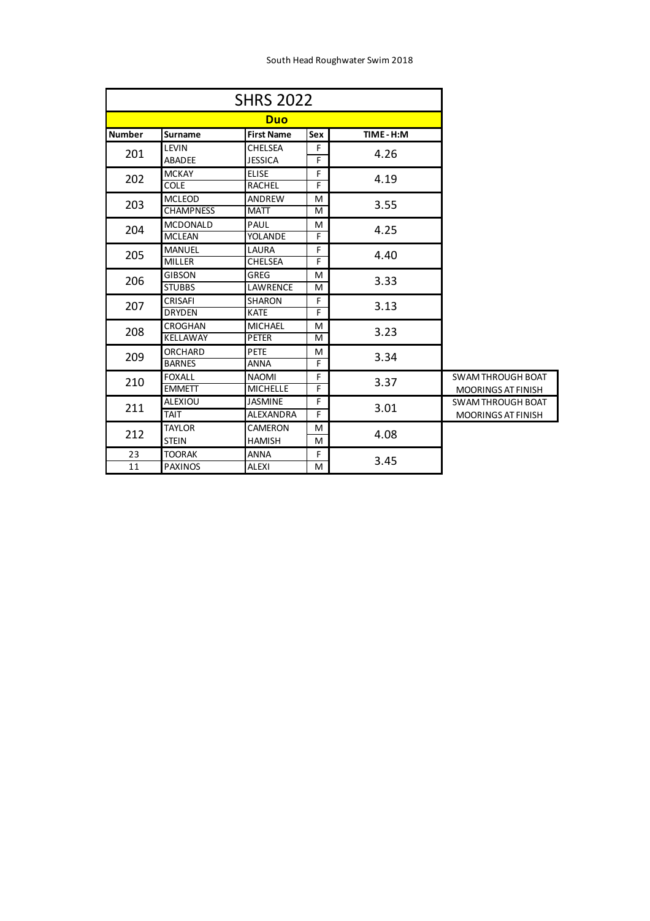South Head Roughwater Swim 2018

| SHRS 2022 | | | | | |
|---|---|---|---|---|---|
| **Duo** | | | | | |
| **Number** | **Surname** | **First Name** | **Sex** | **TIME - H:M** | |
| 201 | LEVIN | CHELSEA | F | 4.26 | |
| | ABADEE | JESSICA | F | | |
| 202 | MCKAY | ELISE | F | 4.19 | |
| | COLE | RACHEL | F | | |
| 203 | MCLEOD | ANDREW | M | 3.55 | |
| | CHAMPNESS | MATT | M | | |
| 204 | MCDONALD | PAUL | M | 4.25 | |
| | MCLEAN | YOLANDE | F | | |
| 205 | MANUEL | LAURA | F | 4.40 | |
| | MILLER | CHELSEA | F | | |
| 206 | GIBSON | GREG | M | 3.33 | |
| | STUBBS | LAWRENCE | M | | |
| 207 | CRISAFI | SHARON | F | 3.13 | |
| | DRYDEN | KATE | F | | |
| 208 | CROGHAN | MICHAEL | M | 3.23 | |
| | KELLAWAY | PETER | M | | |
| 209 | ORCHARD | PETE | M | 3.34 | |
| | BARNES | ANNA | F | | |
| 210 | FOXALL | NAOMI | F | 3.37 | SWAM THROUGH BOAT MOORINGS AT FINISH |
| | EMMETT | MICHELLE | F | | |
| 211 | ALEXIOU | JASMINE | F | 3.01 | SWAM THROUGH BOAT MOORINGS AT FINISH |
| | TAIT | ALEXANDRA | F | | |
| 212 | TAYLOR | CAMERON | M | 4.08 | |
| | STEIN | HAMISH | M | | |
| 23 | TOORAK | ANNA | F | 3.45 | |
| 11 | PAXINOS | ALEXI | M | | |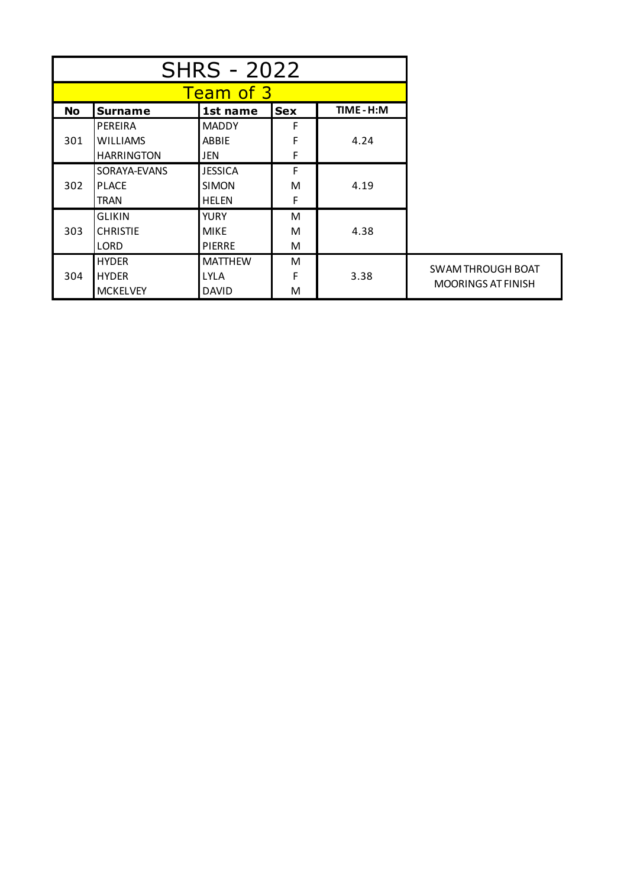# SHRS - 2022

## Team of 3

| No | Surname | 1st name | Sex | TIME - H:M | |
|---|---|---|---|---|---|
| 301 | PEREIRA | MADDY | F | 4.24 | |
| | WILLIAMS | ABBIE | F | | |
| | HARRINGTON | JEN | F | | |
| 302 | SORAYA-EVANS | JESSICA | F | 4.19 | |
| | PLACE | SIMON | M | | |
| | TRAN | HELEN | F | | |
| 303 | GLIKIN | YURY | M | 4.38 | |
| | CHRISTIE | MIKE | M | | |
| | LORD | PIERRE | M | | |
| 304 | HYDER | MATTHEW | M | 3.38 | SWAM THROUGH BOAT MOORINGS AT FINISH |
| | HYDER | LYLA | F | | |
| | MCKELVEY | DAVID | M | | |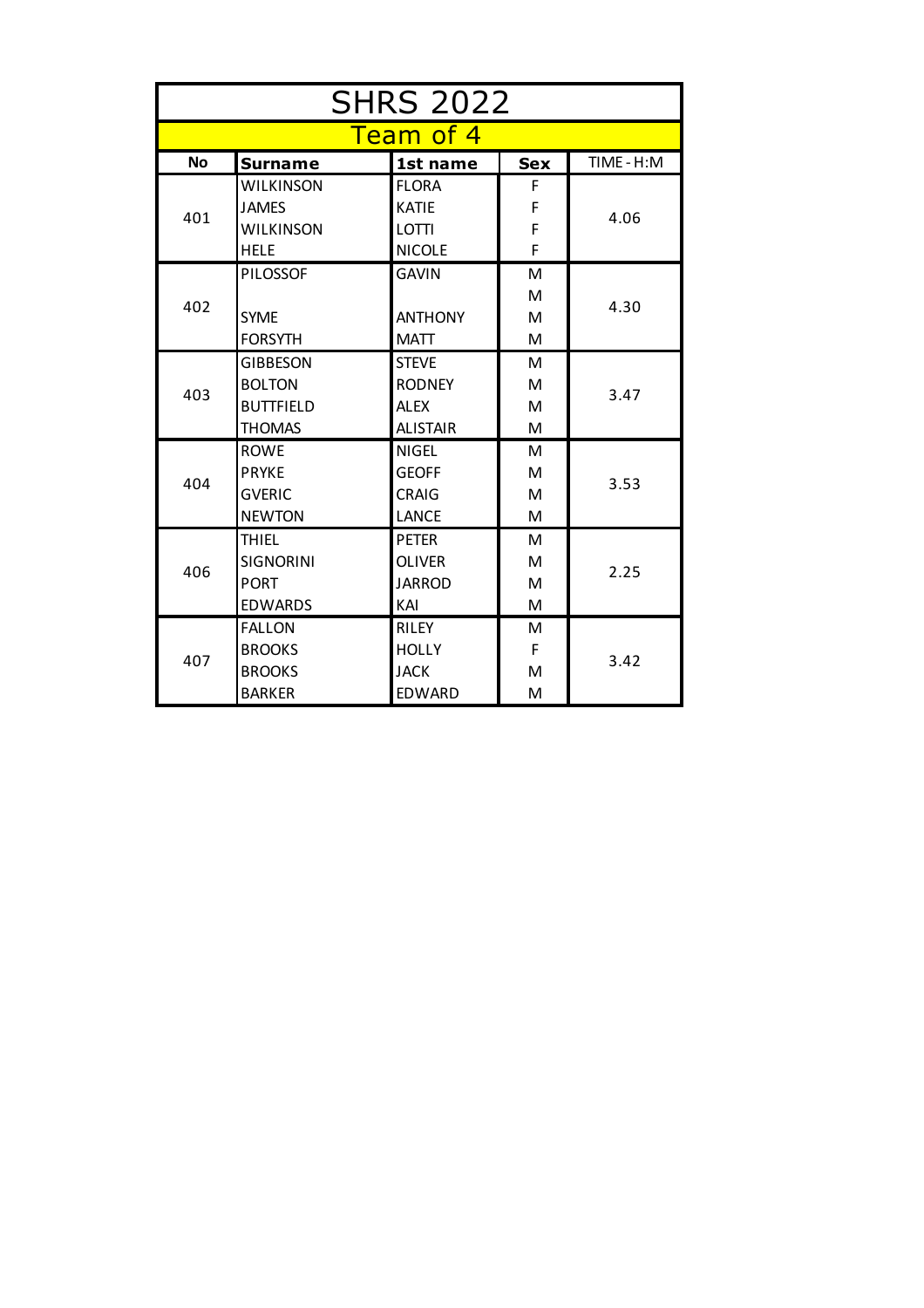# SHRS 2022

## Team of 4

| No | Surname | 1st name | Sex | TIME - H:M |
|---|---|---|---|---|
| 401 | WILKINSON | FLORA | F | 4.06 |
| | JAMES | KATIE | F | |
| | WILKINSON | LOTTI | F | |
| | HELE | NICOLE | F | |
| 402 | PILOSSOF | GAVIN | M | 4.30 |
| | | | M | |
| | SYME | ANTHONY | M | |
| | FORSYTH | MATT | M | |
| 403 | GIBBESON | STEVE | M | 3.47 |
| | BOLTON | RODNEY | M | |
| | BUTTFIELD | ALEX | M | |
| | THOMAS | ALISTAIR | M | |
| 404 | ROWE | NIGEL | M | 3.53 |
| | PRYKE | GEOFF | M | |
| | GVERIC | CRAIG | M | |
| | NEWTON | LANCE | M | |
| 406 | THIEL | PETER | M | 2.25 |
| | SIGNORINI | OLIVER | M | |
| | PORT | JARROD | M | |
| | EDWARDS | KAI | M | |
| 407 | FALLON | RILEY | M | 3.42 |
| | BROOKS | HOLLY | F | |
| | BROOKS | JACK | M | |
| | BARKER | EDWARD | M | |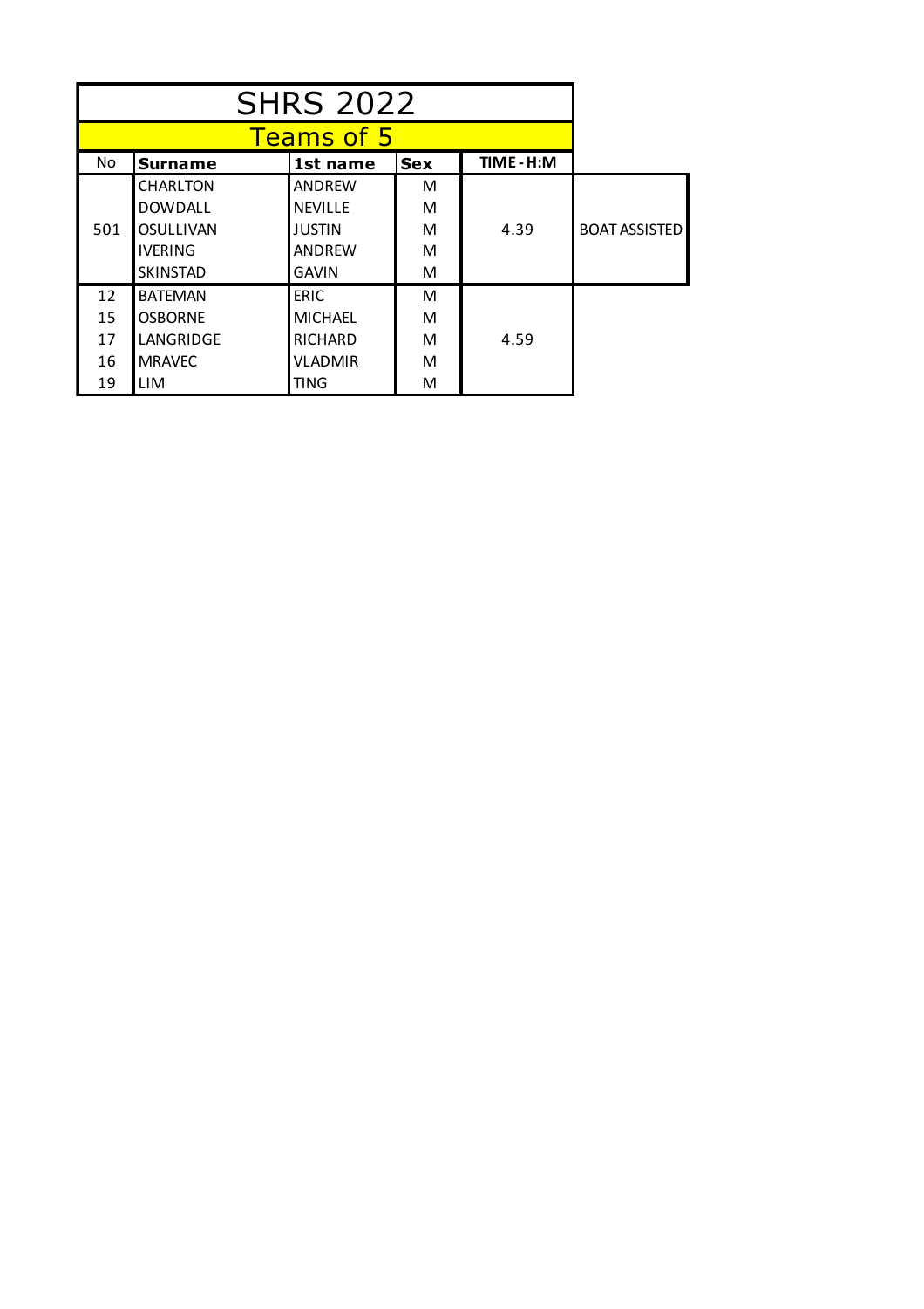# SHRS 2022

## Teams of 5

| No | Surname | 1st name | Sex | TIME - H:M | |
|---|---|---|---|---|---|
| | CHARLTON | ANDREW | M | | |
| | DOWDALL | NEVILLE | M | | |
| 501 | OSULLIVAN | JUSTIN | M | 4.39 | BOAT ASSISTED |
| | IVERING | ANDREW | M | | |
| | SKINSTAD | GAVIN | M | | |
| 12 | BATEMAN | ERIC | M | | |
| 15 | OSBORNE | MICHAEL | M | | |
| 17 | LANGRIDGE | RICHARD | M | 4.59 | |
| 16 | MRAVEC | VLADMIR | M | | |
| 19 | LIM | TING | M | | |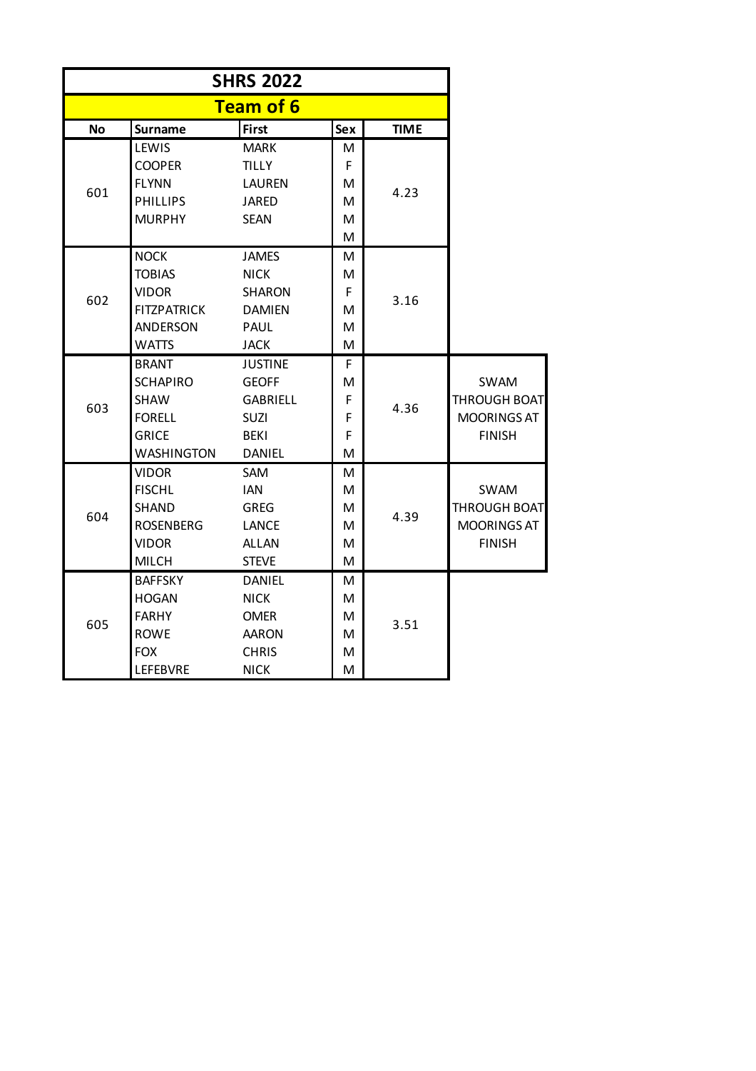# SHRS 2022

## Team of 6

| No | Surname | First | Sex | TIME | |
|---|---|---|---|---|---|
| 601 | LEWIS | MARK | M | 4.23 | |
| | COOPER | TILLY | F | | |
| | FLYNN | LAUREN | M | | |
| | PHILLIPS | JARED | M | | |
| | MURPHY | SEAN | M | | |
| | | | M | | |
| 602 | NOCK | JAMES | M | 3.16 | |
| | TOBIAS | NICK | M | | |
| | VIDOR | SHARON | F | | |
| | FITZPATRICK | DAMIEN | M | | |
| | ANDERSON | PAUL | M | | |
| | WATTS | JACK | M | | |
| 603 | BRANT | JUSTINE | F | 4.36 | SWAM THROUGH BOAT MOORINGS AT FINISH |
| | SCHAPIRO | GEOFF | M | | |
| | SHAW | GABRIELL | F | | |
| | FORELL | SUZI | F | | |
| | GRICE | BEKI | F | | |
| | WASHINGTON | DANIEL | M | | |
| 604 | VIDOR | SAM | M | 4.39 | SWAM THROUGH BOAT MOORINGS AT FINISH |
| | FISCHL | IAN | M | | |
| | SHAND | GREG | M | | |
| | ROSENBERG | LANCE | M | | |
| | VIDOR | ALLAN | M | | |
| | MILCH | STEVE | M | | |
| 605 | BAFFSKY | DANIEL | M | 3.51 | |
| | HOGAN | NICK | M | | |
| | FARHY | OMER | M | | |
| | ROWE | AARON | M | | |
| | FOX | CHRIS | M | | |
| | LEFEBVRE | NICK | M | | |